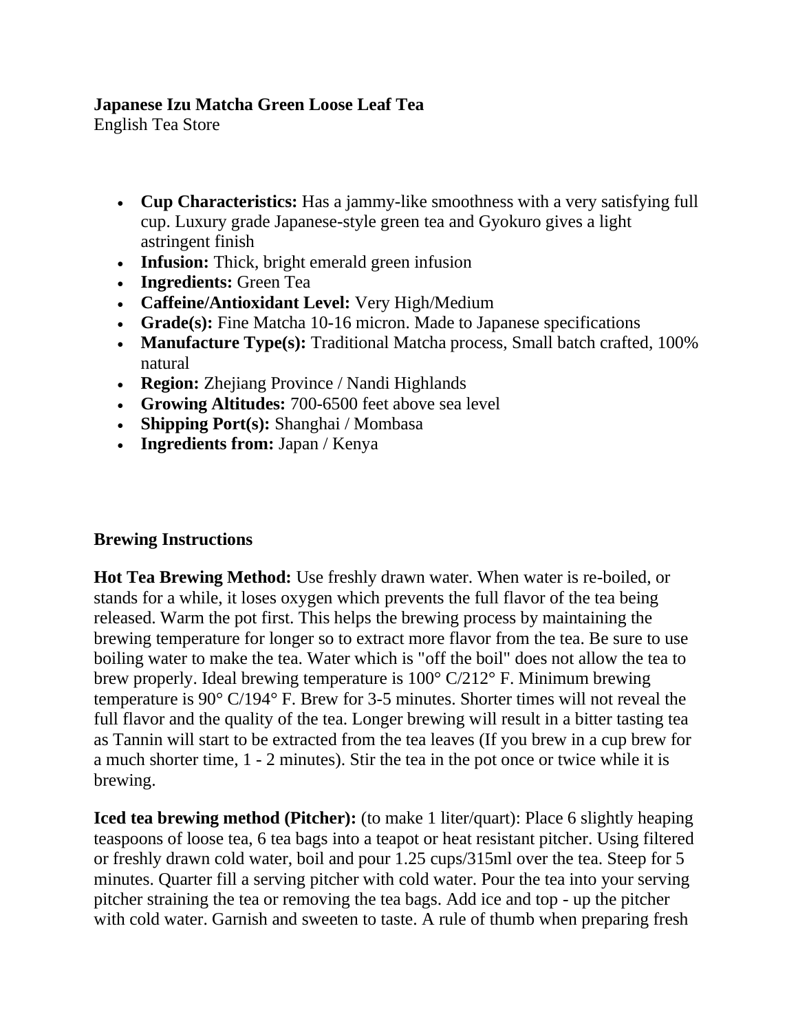**Japanese Izu Matcha Green Loose Leaf Tea**
English Tea Store

- **Cup Characteristics:** Has a jammy-like smoothness with a very satisfying full cup. Luxury grade Japanese-style green tea and Gyokuro gives a light astringent finish
- **Infusion:** Thick, bright emerald green infusion
- **Ingredients:** Green Tea
- **Caffeine/Antioxidant Level:** Very High/Medium
- **Grade(s):** Fine Matcha 10-16 micron. Made to Japanese specifications
- **Manufacture Type(s):** Traditional Matcha process, Small batch crafted, 100% natural
- **Region:** Zhejiang Province / Nandi Highlands
- **Growing Altitudes:** 700-6500 feet above sea level
- **Shipping Port(s):** Shanghai / Mombasa
- **Ingredients from:** Japan / Kenya

## Brewing Instructions

**Hot Tea Brewing Method:** Use freshly drawn water. When water is re-boiled, or stands for a while, it loses oxygen which prevents the full flavor of the tea being released. Warm the pot first. This helps the brewing process by maintaining the brewing temperature for longer so to extract more flavor from the tea. Be sure to use boiling water to make the tea. Water which is "off the boil" does not allow the tea to brew properly. Ideal brewing temperature is 100° C/212° F. Minimum brewing temperature is 90° C/194° F. Brew for 3-5 minutes. Shorter times will not reveal the full flavor and the quality of the tea. Longer brewing will result in a bitter tasting tea as Tannin will start to be extracted from the tea leaves (If you brew in a cup brew for a much shorter time, 1 - 2 minutes). Stir the tea in the pot once or twice while it is brewing.

**Iced tea brewing method (Pitcher):** (to make 1 liter/quart): Place 6 slightly heaping teaspoons of loose tea, 6 tea bags into a teapot or heat resistant pitcher. Using filtered or freshly drawn cold water, boil and pour 1.25 cups/315ml over the tea. Steep for 5 minutes. Quarter fill a serving pitcher with cold water. Pour the tea into your serving pitcher straining the tea or removing the tea bags. Add ice and top - up the pitcher with cold water. Garnish and sweeten to taste. A rule of thumb when preparing fresh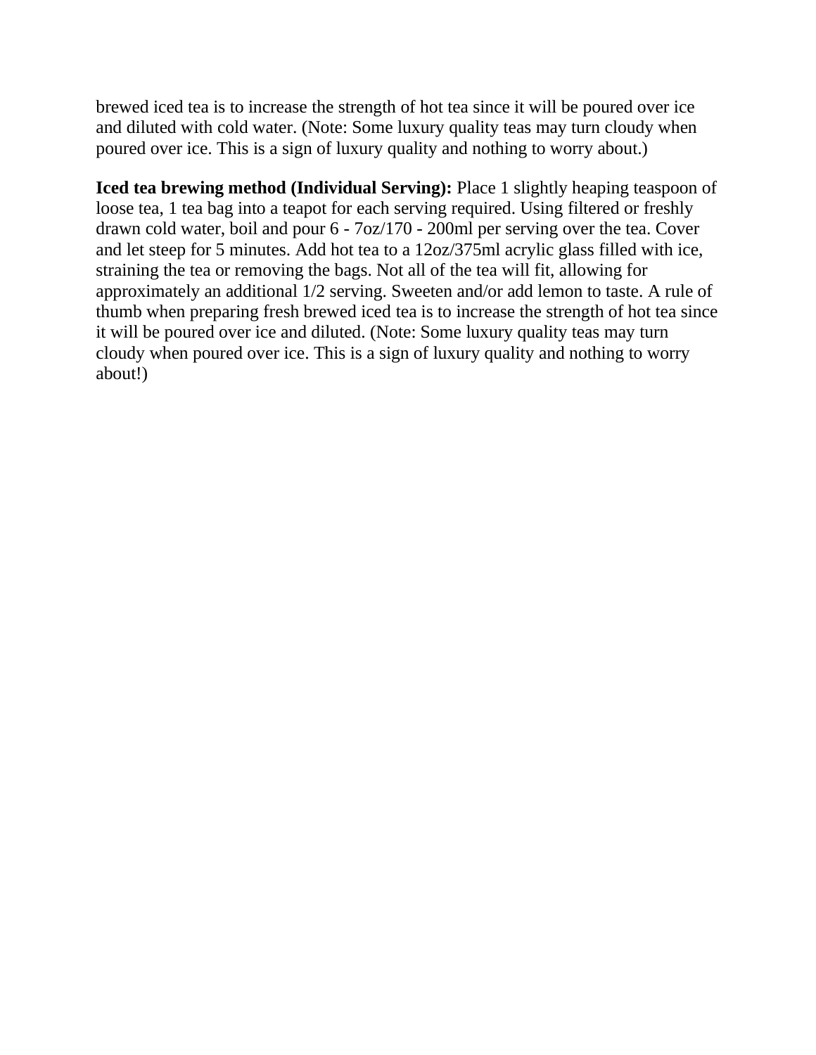brewed iced tea is to increase the strength of hot tea since it will be poured over ice and diluted with cold water. (Note: Some luxury quality teas may turn cloudy when poured over ice. This is a sign of luxury quality and nothing to worry about.)

**Iced tea brewing method (Individual Serving):** Place 1 slightly heaping teaspoon of loose tea, 1 tea bag into a teapot for each serving required. Using filtered or freshly drawn cold water, boil and pour 6 - 7oz/170 - 200ml per serving over the tea. Cover and let steep for 5 minutes. Add hot tea to a 12oz/375ml acrylic glass filled with ice, straining the tea or removing the bags. Not all of the tea will fit, allowing for approximately an additional 1/2 serving. Sweeten and/or add lemon to taste. A rule of thumb when preparing fresh brewed iced tea is to increase the strength of hot tea since it will be poured over ice and diluted. (Note: Some luxury quality teas may turn cloudy when poured over ice. This is a sign of luxury quality and nothing to worry about!)